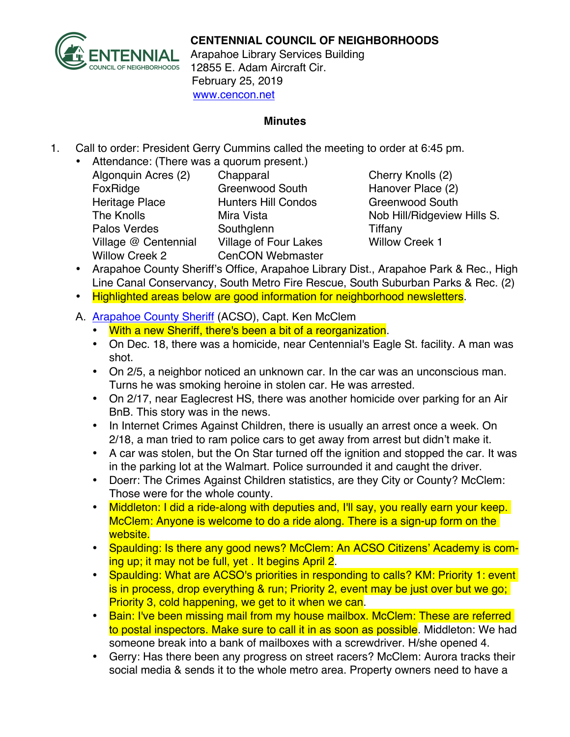**CENTENNIAL COUNCIL OF NEIGHBORHOODS**
Arapahoe Library Services Building
12855 E. Adam Aircraft Cir.
February 25, 2019
[www.cencon.net](http://www.cencon.net)

## Minutes

1. Call to order: President Gerry Cummins called the meeting to order at 6:45 pm.
   - Attendance: (There was a quorum present.)

| | | |
|---|---|---|
| Algonquin Acres (2) | Chapparal | Cherry Knolls (2) |
| FoxRidge | Greenwood South | Hanover Place (2) |
| Heritage Place | Hunters Hill Condos | Greenwood South |
| The Knolls | Mira Vista | Nob Hill/Ridgeview Hills S. |
| Palos Verdes | Southglenn | Tiffany |
| Village @ Centennial | Village of Four Lakes | Willow Creek 1 |
| Willow Creek 2 | CenCON Webmaster | |

   - Arapahoe County Sheriff's Office, Arapahoe Library Dist., Arapahoe Park & Rec., High Line Canal Conservancy, South Metro Fire Rescue, South Suburban Parks & Rec. (2)
   - Highlighted areas below are good information for neighborhood newsletters.

   A. [Arapahoe County Sheriff](#) (ACSO), Capt. Ken McClem
   - With a new Sheriff, there's been a bit of a reorganization.
   - On Dec. 18, there was a homicide, near Centennial's Eagle St. facility. A man was shot.
   - On 2/5, a neighbor noticed an unknown car. In the car was an unconscious man. Turns he was smoking heroine in stolen car. He was arrested.
   - On 2/17, near Eaglecrest HS, there was another homicide over parking for an Air BnB. This story was in the news.
   - In Internet Crimes Against Children, there is usually an arrest once a week. On 2/18, a man tried to ram police cars to get away from arrest but didn't make it.
   - A car was stolen, but the On Star turned off the ignition and stopped the car. It was in the parking lot at the Walmart. Police surrounded it and caught the driver.
   - Doerr: The Crimes Against Children statistics, are they City or County? McClem: Those were for the whole county.
   - Middleton: I did a ride-along with deputies and, I'll say, you really earn your keep. McClem: Anyone is welcome to do a ride along. There is a sign-up form on the website.
   - Spaulding: Is there any good news? McClem: An ACSO Citizens' Academy is coming up; it may not be full, yet . It begins April 2.
   - Spaulding: What are ACSO's priorities in responding to calls? KM: Priority 1: event is in process, drop everything & run; Priority 2, event may be just over but we go; Priority 3, cold happening, we get to it when we can.
   - Bain: I've been missing mail from my house mailbox. McClem: These are referred to postal inspectors. Make sure to call it in as soon as possible. Middleton: We had someone break into a bank of mailboxes with a screwdriver. H/she opened 4.
   - Gerry: Has there been any progress on street racers? McClem: Aurora tracks their social media & sends it to the whole metro area. Property owners need to have a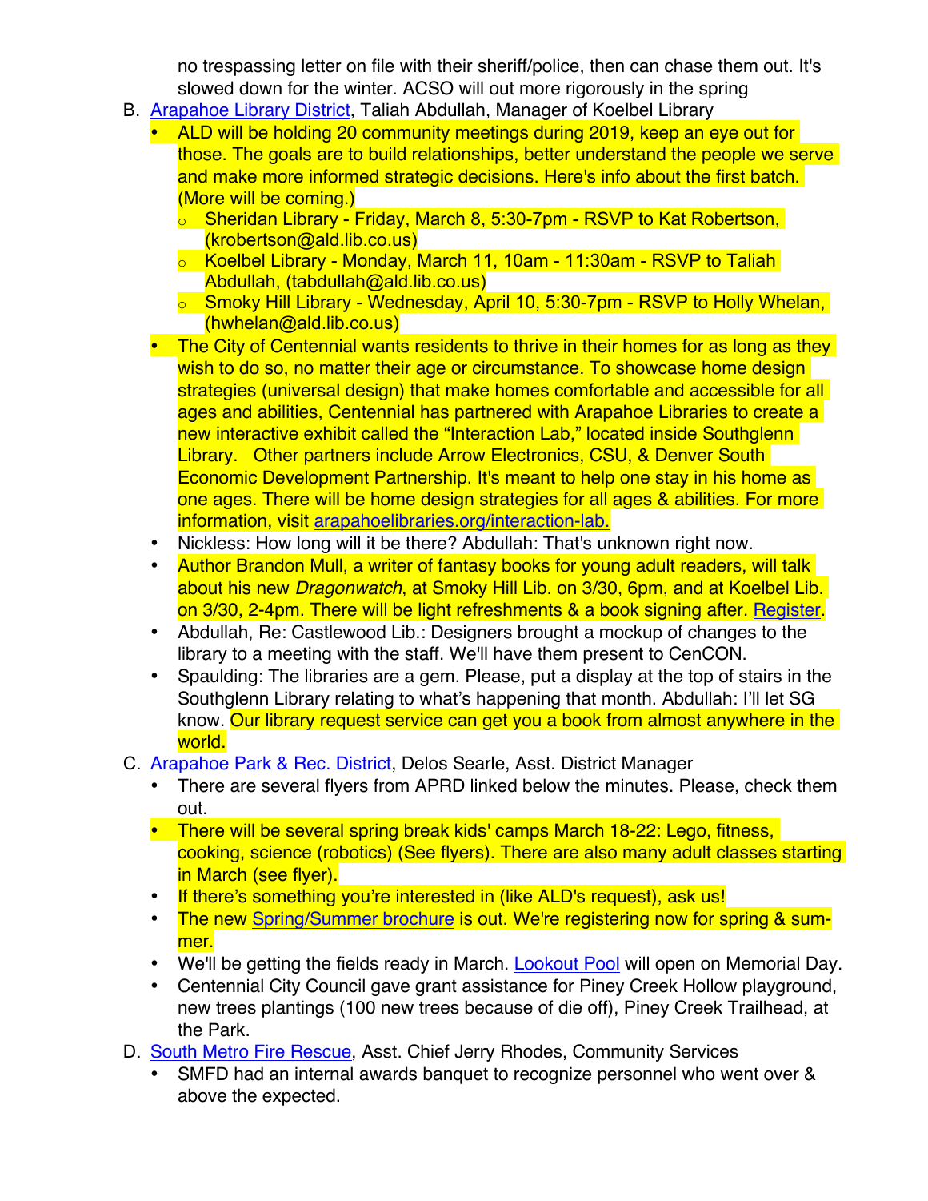no trespassing letter on file with their sheriff/police, then can chase them out. It's slowed down for the winter. ACSO will out more rigorously in the spring

B. [Arapahoe Library District](), Taliah Abdullah, Manager of Koelbel Library
   - ALD will be holding 20 community meetings during 2019, keep an eye out for those. The goals are to build relationships, better understand the people we serve and make more informed strategic decisions. Here's info about the first batch. (More will be coming.)
     - Sheridan Library - Friday, March 8, 5:30-7pm - RSVP to Kat Robertson, (krobertson@ald.lib.co.us)
     - Koelbel Library - Monday, March 11, 10am - 11:30am - RSVP to Taliah Abdullah, (tabdullah@ald.lib.co.us)
     - Smoky Hill Library - Wednesday, April 10, 5:30-7pm - RSVP to Holly Whelan, (hwhelan@ald.lib.co.us)
   - The City of Centennial wants residents to thrive in their homes for as long as they wish to do so, no matter their age or circumstance. To showcase home design strategies (universal design) that make homes comfortable and accessible for all ages and abilities, Centennial has partnered with Arapahoe Libraries to create a new interactive exhibit called the "Interaction Lab," located inside Southglenn Library. Other partners include Arrow Electronics, CSU, & Denver South Economic Development Partnership. It's meant to help one stay in his home as one ages. There will be home design strategies for all ages & abilities. For more information, visit [arapahoelibraries.org/interaction-lab.]()
   - Nickless: How long will it be there? Abdullah: That's unknown right now.
   - Author Brandon Mull, a writer of fantasy books for young adult readers, will talk about his new *Dragonwatch*, at Smoky Hill Lib. on 3/30, 6pm, and at Koelbel Lib. on 3/30, 2-4pm. There will be light refreshments & a book signing after. [Register]().
   - Abdullah, Re: Castlewood Lib.: Designers brought a mockup of changes to the library to a meeting with the staff. We'll have them present to CenCON.
   - Spaulding: The libraries are a gem. Please, put a display at the top of stairs in the Southglenn Library relating to what's happening that month. Abdullah: I'll let SG know. Our library request service can get you a book from almost anywhere in the world.

C. [Arapahoe Park & Rec. District](), Delos Searle, Asst. District Manager
   - There are several flyers from APRD linked below the minutes. Please, check them out.
   - There will be several spring break kids' camps March 18-22: Lego, fitness, cooking, science (robotics) (See flyers). There are also many adult classes starting in March (see flyer).
   - If there's something you're interested in (like ALD's request), ask us!
   - The new [Spring/Summer brochure]() is out. We're registering now for spring & summer.
   - We'll be getting the fields ready in March. [Lookout Pool]() will open on Memorial Day.
   - Centennial City Council gave grant assistance for Piney Creek Hollow playground, new trees plantings (100 new trees because of die off), Piney Creek Trailhead, at the Park.

D. [South Metro Fire Rescue](), Asst. Chief Jerry Rhodes, Community Services
   - SMFD had an internal awards banquet to recognize personnel who went over & above the expected.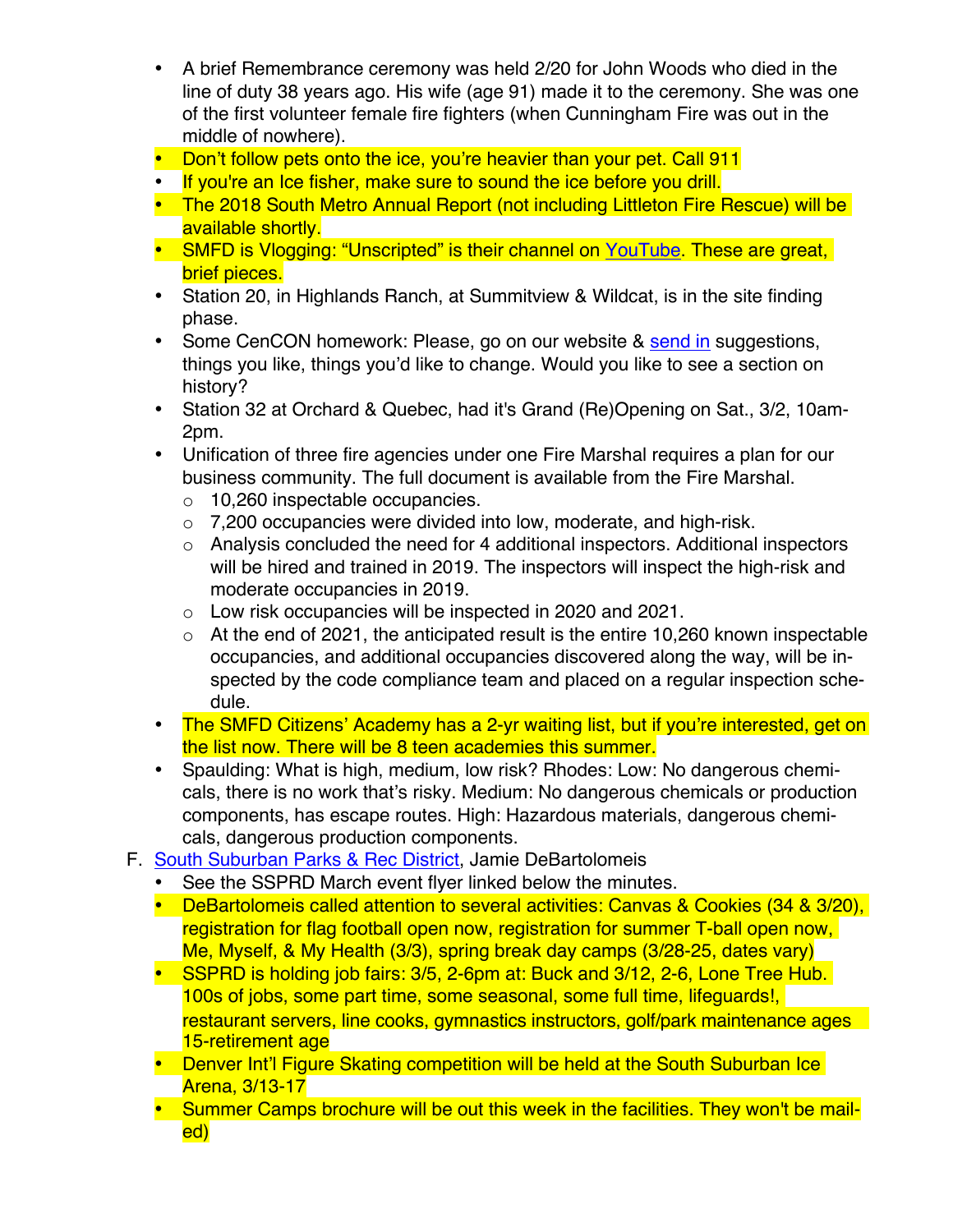- A brief Remembrance ceremony was held 2/20 for John Woods who died in the line of duty 38 years ago. His wife (age 91) made it to the ceremony. She was one of the first volunteer female fire fighters (when Cunningham Fire was out in the middle of nowhere).
- Don't follow pets onto the ice, you're heavier than your pet. Call 911
- If you're an Ice fisher, make sure to sound the ice before you drill.
- The 2018 South Metro Annual Report (not including Littleton Fire Rescue) will be available shortly.
- SMFD is Vlogging: "Unscripted" is their channel on YouTube. These are great, brief pieces.
- Station 20, in Highlands Ranch, at Summitview & Wildcat, is in the site finding phase.
- Some CenCON homework: Please, go on our website & send in suggestions, things you like, things you'd like to change. Would you like to see a section on history?
- Station 32 at Orchard & Quebec, had it's Grand (Re)Opening on Sat., 3/2, 10am-2pm.
- Unification of three fire agencies under one Fire Marshal requires a plan for our business community. The full document is available from the Fire Marshal.
  - 10,260 inspectable occupancies.
  - 7,200 occupancies were divided into low, moderate, and high-risk.
  - Analysis concluded the need for 4 additional inspectors. Additional inspectors will be hired and trained in 2019. The inspectors will inspect the high-risk and moderate occupancies in 2019.
  - Low risk occupancies will be inspected in 2020 and 2021.
  - At the end of 2021, the anticipated result is the entire 10,260 known inspectable occupancies, and additional occupancies discovered along the way, will be inspected by the code compliance team and placed on a regular inspection schedule.
- The SMFD Citizens' Academy has a 2-yr waiting list, but if you're interested, get on the list now. There will be 8 teen academies this summer.
- Spaulding: What is high, medium, low risk? Rhodes: Low: No dangerous chemicals, there is no work that's risky. Medium: No dangerous chemicals or production components, has escape routes. High: Hazardous materials, dangerous chemicals, dangerous production components.

F. South Suburban Parks & Rec District, Jamie DeBartolomeis

- See the SSPRD March event flyer linked below the minutes.
- DeBartolomeis called attention to several activities: Canvas & Cookies (34 & 3/20), registration for flag football open now, registration for summer T-ball open now, Me, Myself, & My Health (3/3), spring break day camps (3/28-25, dates vary)
- SSPRD is holding job fairs: 3/5, 2-6pm at: Buck and 3/12, 2-6, Lone Tree Hub. 100s of jobs, some part time, some seasonal, some full time, lifeguards!, restaurant servers, line cooks, gymnastics instructors, golf/park maintenance ages 15-retirement age
- Denver Int'l Figure Skating competition will be held at the South Suburban Ice Arena, 3/13-17
- Summer Camps brochure will be out this week in the facilities. They won't be mailed)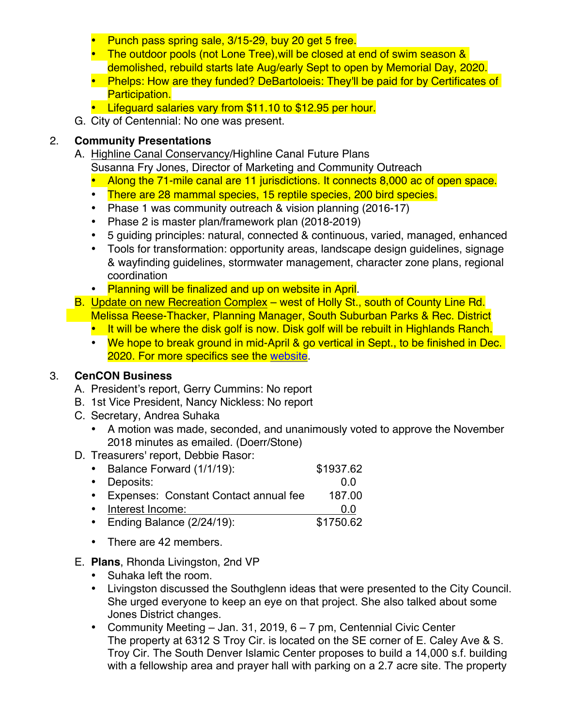- Punch pass spring sale, 3/15-29, buy 20 get 5 free.
- The outdoor pools (not Lone Tree),will be closed at end of swim season & demolished, rebuild starts late Aug/early Sept to open by Memorial Day, 2020.
- Phelps: How are they funded? DeBartoloeis: They'll be paid for by Certificates of Participation.
- Lifeguard salaries vary from $11.10 to $12.95 per hour.

G. City of Centennial: No one was present.

2. **Community Presentations**

A. Highline Canal Conservancy/Highline Canal Future Plans
Susanna Fry Jones, Director of Marketing and Community Outreach

- Along the 71-mile canal are 11 jurisdictions. It connects 8,000 ac of open space.
- There are 28 mammal species, 15 reptile species, 200 bird species.
- Phase 1 was community outreach & vision planning (2016-17)
- Phase 2 is master plan/framework plan (2018-2019)
- 5 guiding principles: natural, connected & continuous, varied, managed, enhanced
- Tools for transformation: opportunity areas, landscape design guidelines, signage & wayfinding guidelines, stormwater management, character zone plans, regional coordination
- Planning will be finalized and up on website in April.

B. Update on new Recreation Complex – west of Holly St., south of County Line Rd.
Melissa Reese-Thacker, Planning Manager, South Suburban Parks & Rec. District

- It will be where the disk golf is now. Disk golf will be rebuilt in Highlands Ranch.
- We hope to break ground in mid-April & go vertical in Sept., to be finished in Dec. 2020. For more specifics see the website.

3. **CenCON Business**

A. President's report, Gerry Cummins: No report

B. 1st Vice President, Nancy Nickless: No report

C. Secretary, Andrea Suhaka

- A motion was made, seconded, and unanimously voted to approve the November 2018 minutes as emailed. (Doerr/Stone)

D. Treasurers' report, Debbie Rasor:

- Balance Forward (1/1/19): $1937.62
- Deposits: 0.0
- Expenses: Constant Contact annual fee 187.00
- Interest Income: 0.0
- Ending Balance (2/24/19): $1750.62

- There are 42 members.

E. **Plans**, Rhonda Livingston, 2nd VP

- Suhaka left the room.
- Livingston discussed the Southglenn ideas that were presented to the City Council. She urged everyone to keep an eye on that project. She also talked about some Jones District changes.
- Community Meeting – Jan. 31, 2019, 6 – 7 pm, Centennial Civic Center
The property at 6312 S Troy Cir. is located on the SE corner of E. Caley Ave & S. Troy Cir. The South Denver Islamic Center proposes to build a 14,000 s.f. building with a fellowship area and prayer hall with parking on a 2.7 acre site. The property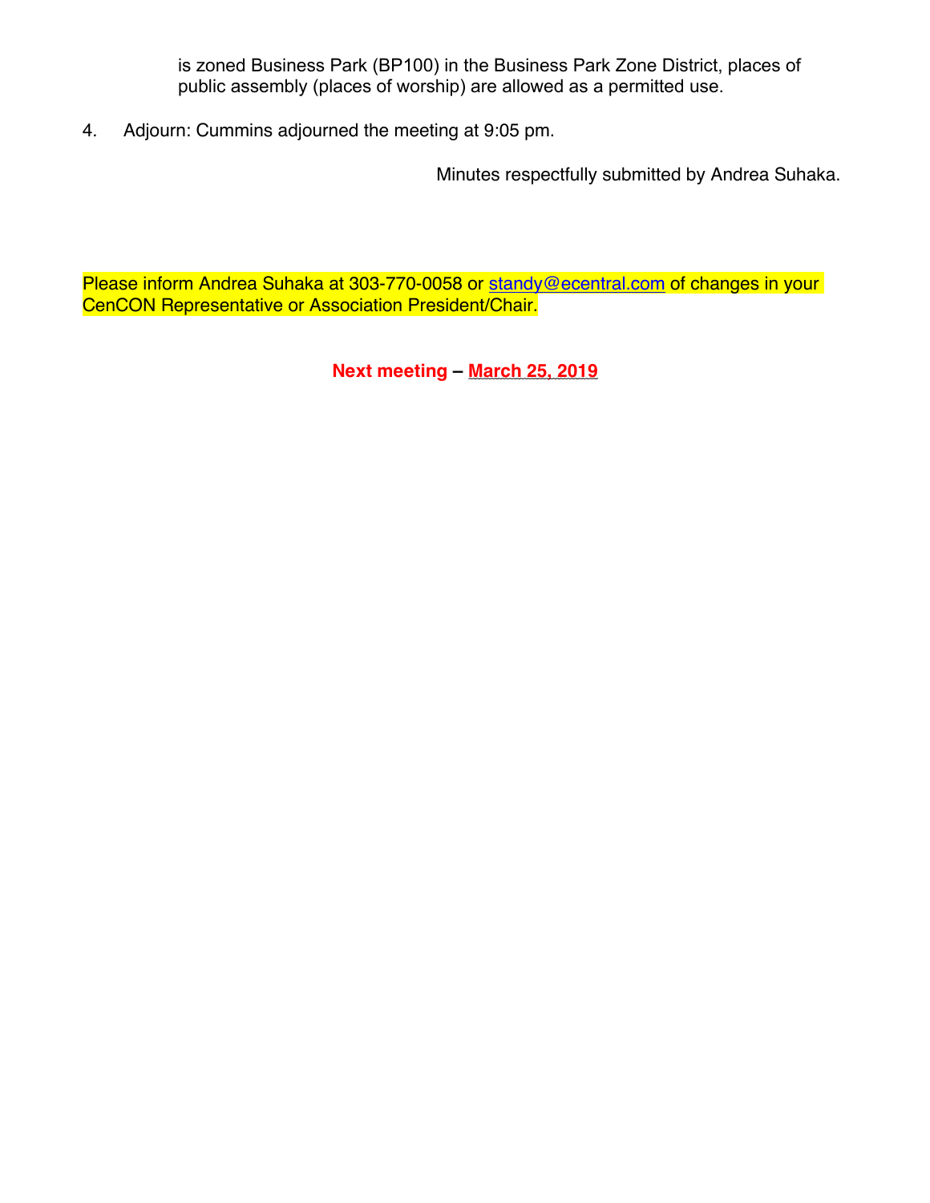is zoned Business Park (BP100) in the Business Park Zone District, places of public assembly (places of worship) are allowed as a permitted use.

4. Adjourn: Cummins adjourned the meeting at 9:05 pm.

Minutes respectfully submitted by Andrea Suhaka.

Please inform Andrea Suhaka at 303-770-0058 or standy@ecentral.com of changes in your CenCON Representative or Association President/Chair.

**Next meeting – March 25, 2019**